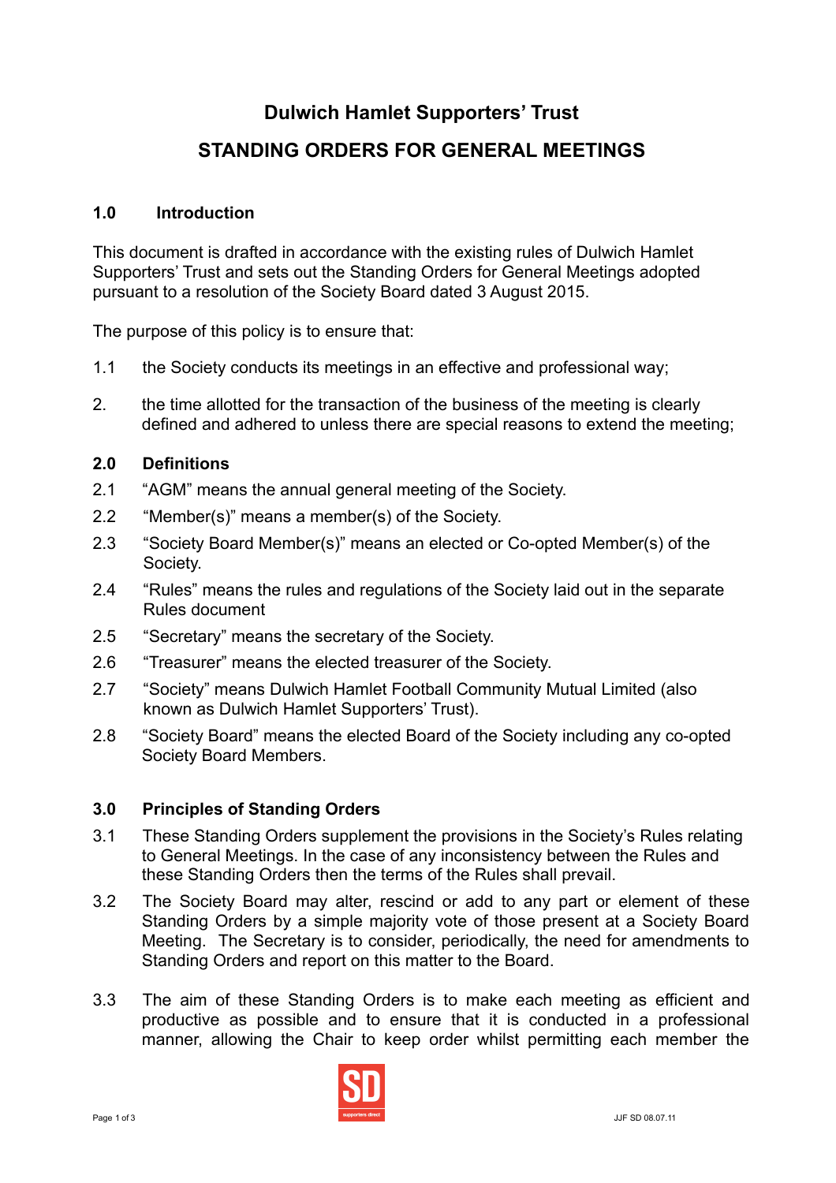# Dulwich Hamlet Supporters' Trust

## STANDING ORDERS FOR GENERAL MEETINGS

### 1.0 Introduction

This document is drafted in accordance with the existing rules of Dulwich Hamlet Supporters' Trust and sets out the Standing Orders for General Meetings adopted pursuant to a resolution of the Society Board dated 3 August 2015.

The purpose of this policy is to ensure that:

1.1 the Society conducts its meetings in an effective and professional way;

2. the time allotted for the transaction of the business of the meeting is clearly defined and adhered to unless there are special reasons to extend the meeting;

### 2.0 Definitions

2.1 "AGM" means the annual general meeting of the Society.

2.2 "Member(s)" means a member(s) of the Society.

2.3 "Society Board Member(s)" means an elected or Co-opted Member(s) of the Society.

2.4 "Rules" means the rules and regulations of the Society laid out in the separate Rules document

2.5 "Secretary" means the secretary of the Society.

2.6 "Treasurer" means the elected treasurer of the Society.

2.7 "Society" means Dulwich Hamlet Football Community Mutual Limited (also known as Dulwich Hamlet Supporters' Trust).

2.8 "Society Board" means the elected Board of the Society including any co-opted Society Board Members.

### 3.0 Principles of Standing Orders

3.1 These Standing Orders supplement the provisions in the Society's Rules relating to General Meetings. In the case of any inconsistency between the Rules and these Standing Orders then the terms of the Rules shall prevail.

3.2 The Society Board may alter, rescind or add to any part or element of these Standing Orders by a simple majority vote of those present at a Society Board Meeting. The Secretary is to consider, periodically, the need for amendments to Standing Orders and report on this matter to the Board.

3.3 The aim of these Standing Orders is to make each meeting as efficient and productive as possible and to ensure that it is conducted in a professional manner, allowing the Chair to keep order whilst permitting each member the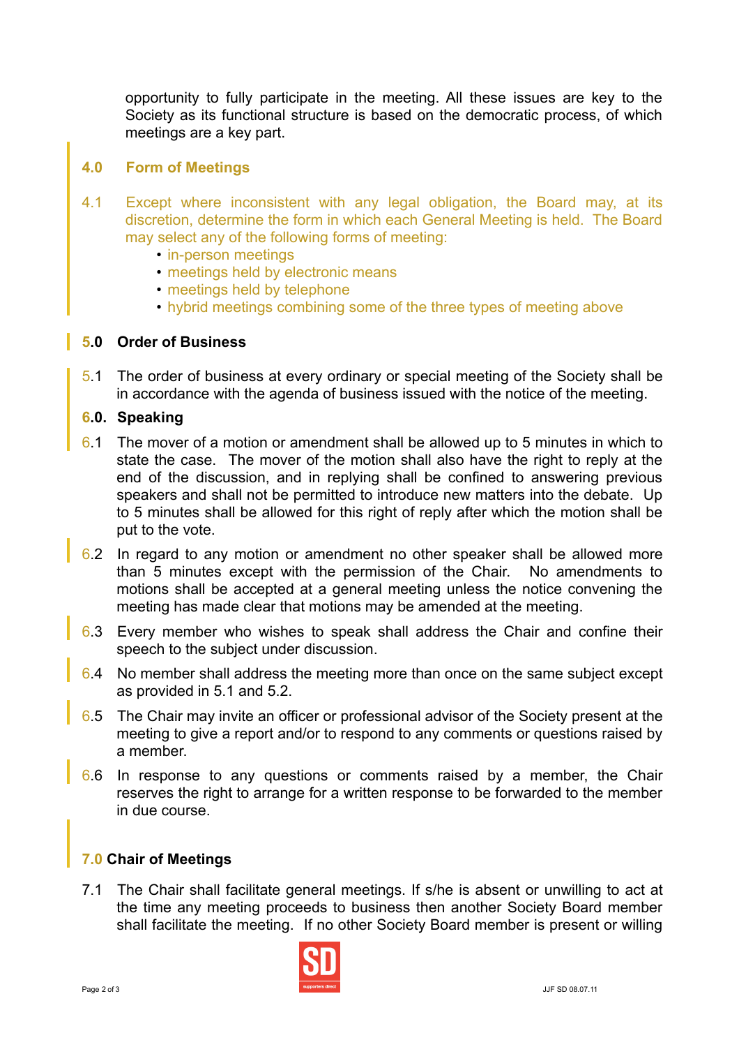opportunity to fully participate in the meeting. All these issues are key to the Society as its functional structure is based on the democratic process, of which meetings are a key part.

## 4.0 Form of Meetings

4.1 Except where inconsistent with any legal obligation, the Board may, at its discretion, determine the form in which each General Meeting is held. The Board may select any of the following forms of meeting:

- in-person meetings
- meetings held by electronic means
- meetings held by telephone
- hybrid meetings combining some of the three types of meeting above

## 5.0 Order of Business

5.1 The order of business at every ordinary or special meeting of the Society shall be in accordance with the agenda of business issued with the notice of the meeting.

## 6.0. Speaking

6.1 The mover of a motion or amendment shall be allowed up to 5 minutes in which to state the case. The mover of the motion shall also have the right to reply at the end of the discussion, and in replying shall be confined to answering previous speakers and shall not be permitted to introduce new matters into the debate. Up to 5 minutes shall be allowed for this right of reply after which the motion shall be put to the vote.

6.2 In regard to any motion or amendment no other speaker shall be allowed more than 5 minutes except with the permission of the Chair. No amendments to motions shall be accepted at a general meeting unless the notice convening the meeting has made clear that motions may be amended at the meeting.

6.3 Every member who wishes to speak shall address the Chair and confine their speech to the subject under discussion.

6.4 No member shall address the meeting more than once on the same subject except as provided in 5.1 and 5.2.

6.5 The Chair may invite an officer or professional advisor of the Society present at the meeting to give a report and/or to respond to any comments or questions raised by a member.

6.6 In response to any questions or comments raised by a member, the Chair reserves the right to arrange for a written response to be forwarded to the member in due course.

## 7.0 Chair of Meetings

7.1 The Chair shall facilitate general meetings. If s/he is absent or unwilling to act at the time any meeting proceeds to business then another Society Board member shall facilitate the meeting. If no other Society Board member is present or willing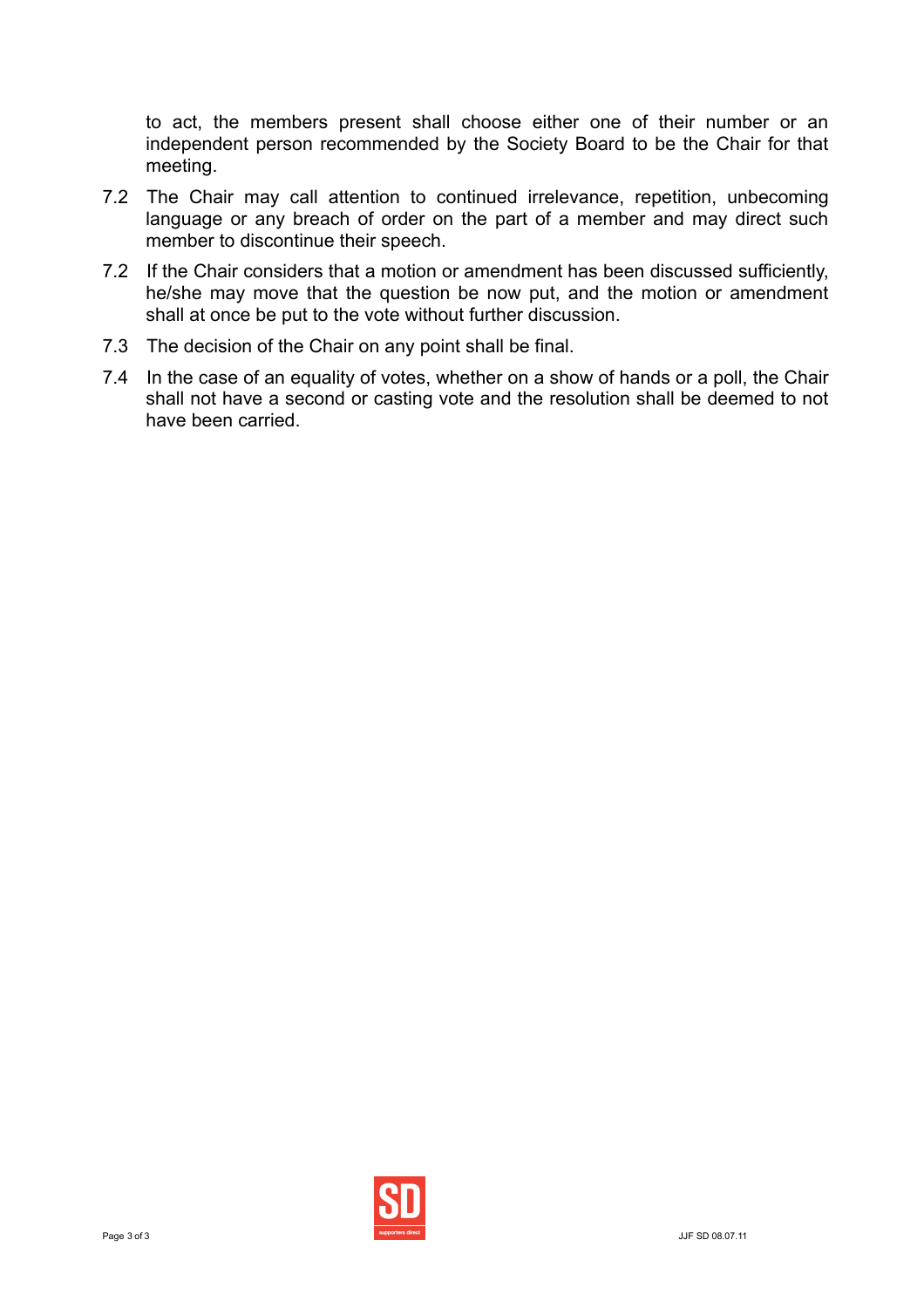to act, the members present shall choose either one of their number or an independent person recommended by the Society Board to be the Chair for that meeting.

7.2 The Chair may call attention to continued irrelevance, repetition, unbecoming language or any breach of order on the part of a member and may direct such member to discontinue their speech.

7.2 If the Chair considers that a motion or amendment has been discussed sufficiently, he/she may move that the question be now put, and the motion or amendment shall at once be put to the vote without further discussion.

7.3 The decision of the Chair on any point shall be final.

7.4 In the case of an equality of votes, whether on a show of hands or a poll, the Chair shall not have a second or casting vote and the resolution shall be deemed to not have been carried.